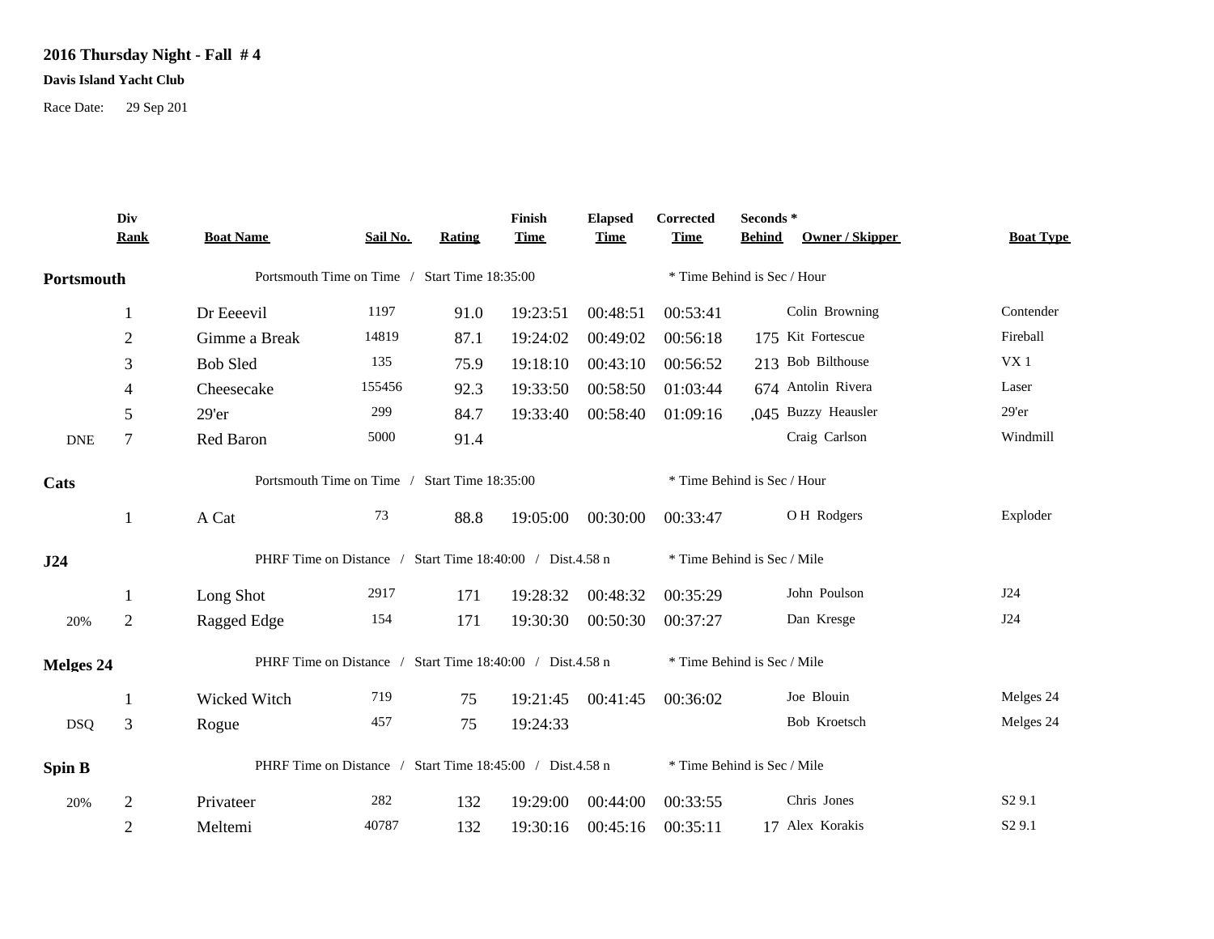# 2016 Thursday Night - Fall # 4

**Davis Island Yacht Club**

Race Date: 29 Sep 201

| | Div Rank | Boat Name | Sail No. | Rating | Finish Time | Elapsed Time | Corrected Time | Seconds * Behind | Owner / Skipper | Boat Type |
|---|---|---|---|---|---|---|---|---|---|---|
| **Portsmouth** | | Portsmouth Time on Time / Start Time 18:35:00 | | | | | * Time Behind is Sec / Hour | | | |
| | 1 | Dr Eeeevil | 1197 | 91.0 | 19:23:51 | 00:48:51 | 00:53:41 | | Colin Browning | Contender |
| | 2 | Gimme a Break | 14819 | 87.1 | 19:24:02 | 00:49:02 | 00:56:18 | 175 | Kit Fortescue | Fireball |
| | 3 | Bob Sled | 135 | 75.9 | 19:18:10 | 00:43:10 | 00:56:52 | 213 | Bob Bilthouse | VX 1 |
| | 4 | Cheesecake | 155456 | 92.3 | 19:33:50 | 00:58:50 | 01:03:44 | 674 | Antolin Rivera | Laser |
| | 5 | 29'er | 299 | 84.7 | 19:33:40 | 00:58:40 | 01:09:16 | ,045 | Buzzy Heausler | 29'er |
| DNE | 7 | Red Baron | 5000 | 91.4 | | | | | Craig Carlson | Windmill |
| **Cats** | | Portsmouth Time on Time / Start Time 18:35:00 | | | | | * Time Behind is Sec / Hour | | | |
| | 1 | A Cat | 73 | 88.8 | 19:05:00 | 00:30:00 | 00:33:47 | | O H Rodgers | Exploder |
| **J24** | | PHRF Time on Distance / Start Time 18:40:00 / Dist.4.58 n | | | | | * Time Behind is Sec / Mile | | | |
| | 1 | Long Shot | 2917 | 171 | 19:28:32 | 00:48:32 | 00:35:29 | | John Poulson | J24 |
| 20% | 2 | Ragged Edge | 154 | 171 | 19:30:30 | 00:50:30 | 00:37:27 | | Dan Kresge | J24 |
| **Melges 24** | | PHRF Time on Distance / Start Time 18:40:00 / Dist.4.58 n | | | | | * Time Behind is Sec / Mile | | | |
| | 1 | Wicked Witch | 719 | 75 | 19:21:45 | 00:41:45 | 00:36:02 | | Joe Blouin | Melges 24 |
| DSQ | 3 | Rogue | 457 | 75 | 19:24:33 | | | | Bob Kroetsch | Melges 24 |
| **Spin B** | | PHRF Time on Distance / Start Time 18:45:00 / Dist.4.58 n | | | | | * Time Behind is Sec / Mile | | | |
| 20% | 2 | Privateer | 282 | 132 | 19:29:00 | 00:44:00 | 00:33:55 | | Chris Jones | S2 9.1 |
| | 2 | Meltemi | 40787 | 132 | 19:30:16 | 00:45:16 | 00:35:11 | 17 | Alex Korakis | S2 9.1 |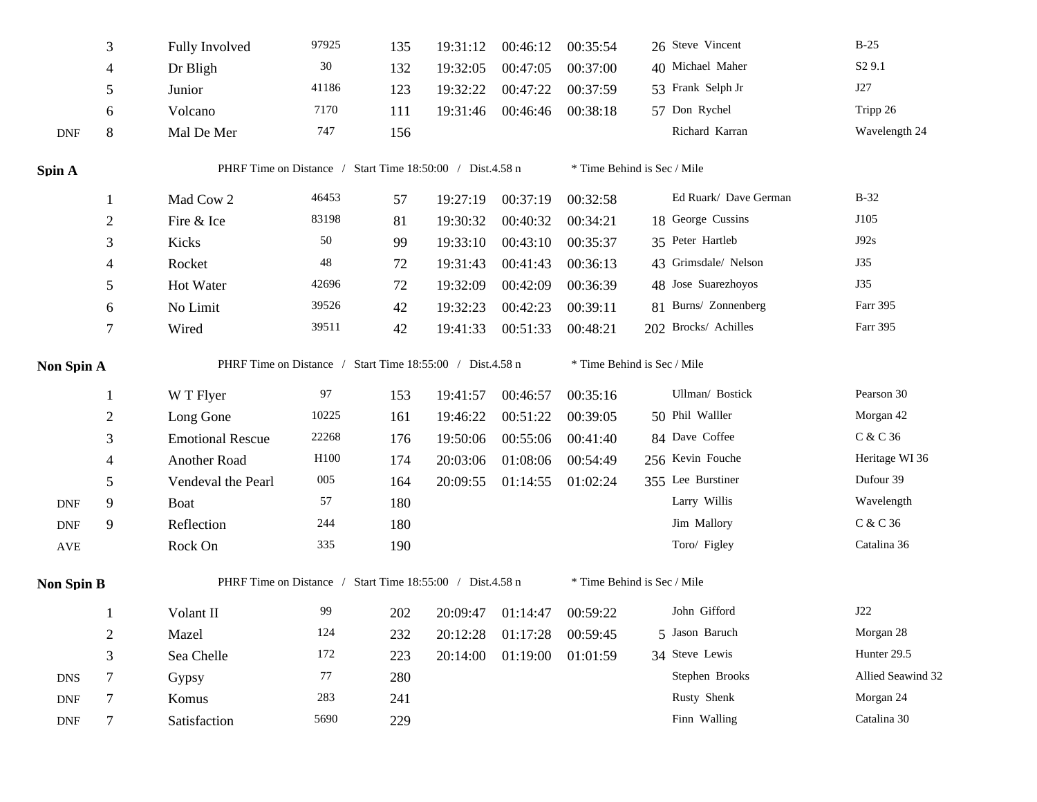| | Place | Boat | Sail # | Rating | Finish | Elapsed | Corrected | Behind* | Skipper | Boat Type |
|---|---|---|---|---|---|---|---|---|---|---|
| | 3 | Fully Involved | 97925 | 135 | 19:31:12 | 00:46:12 | 00:35:54 | 26 | Steve Vincent | B-25 |
| | 4 | Dr Bligh | 30 | 132 | 19:32:05 | 00:47:05 | 00:37:00 | 40 | Michael Maher | S2 9.1 |
| | 5 | Junior | 41186 | 123 | 19:32:22 | 00:47:22 | 00:37:59 | 53 | Frank Selph Jr | J27 |
| | 6 | Volcano | 7170 | 111 | 19:31:46 | 00:46:46 | 00:38:18 | 57 | Don Rychel | Tripp 26 |
| DNF | 8 | Mal De Mer | 747 | 156 | | | | | Richard Karran | Wavelength 24 |

## Spin A

PHRF Time on Distance / Start Time 18:50:00 / Dist.4.58 n    * Time Behind is Sec / Mile

| | Place | Boat | Sail # | Rating | Finish | Elapsed | Corrected | Behind* | Skipper | Boat Type |
|---|---|---|---|---|---|---|---|---|---|---|
| | 1 | Mad Cow 2 | 46453 | 57 | 19:27:19 | 00:37:19 | 00:32:58 | | Ed Ruark/ Dave German | B-32 |
| | 2 | Fire & Ice | 83198 | 81 | 19:30:32 | 00:40:32 | 00:34:21 | 18 | George Cussins | J105 |
| | 3 | Kicks | 50 | 99 | 19:33:10 | 00:43:10 | 00:35:37 | 35 | Peter Hartleb | J92s |
| | 4 | Rocket | 48 | 72 | 19:31:43 | 00:41:43 | 00:36:13 | 43 | Grimsdale/ Nelson | J35 |
| | 5 | Hot Water | 42696 | 72 | 19:32:09 | 00:42:09 | 00:36:39 | 48 | Jose Suarezhoyos | J35 |
| | 6 | No Limit | 39526 | 42 | 19:32:23 | 00:42:23 | 00:39:11 | 81 | Burns/ Zonnenberg | Farr 395 |
| | 7 | Wired | 39511 | 42 | 19:41:33 | 00:51:33 | 00:48:21 | 202 | Brocks/ Achilles | Farr 395 |

## Non Spin A

PHRF Time on Distance / Start Time 18:55:00 / Dist.4.58 n    * Time Behind is Sec / Mile

| | Place | Boat | Sail # | Rating | Finish | Elapsed | Corrected | Behind* | Skipper | Boat Type |
|---|---|---|---|---|---|---|---|---|---|---|
| | 1 | W T Flyer | 97 | 153 | 19:41:57 | 00:46:57 | 00:35:16 | | Ullman/ Bostick | Pearson 30 |
| | 2 | Long Gone | 10225 | 161 | 19:46:22 | 00:51:22 | 00:39:05 | 50 | Phil Walller | Morgan 42 |
| | 3 | Emotional Rescue | 22268 | 176 | 19:50:06 | 00:55:06 | 00:41:40 | 84 | Dave Coffee | C & C 36 |
| | 4 | Another Road | H100 | 174 | 20:03:06 | 01:08:06 | 00:54:49 | 256 | Kevin Fouche | Heritage WI 36 |
| | 5 | Vendeval the Pearl | 005 | 164 | 20:09:55 | 01:14:55 | 01:02:24 | 355 | Lee Burstiner | Dufour 39 |
| DNF | 9 | Boat | 57 | 180 | | | | | Larry Willis | Wavelength |
| DNF | 9 | Reflection | 244 | 180 | | | | | Jim Mallory | C & C 36 |
| AVE | | Rock On | 335 | 190 | | | | | Toro/ Figley | Catalina 36 |

## Non Spin B

PHRF Time on Distance / Start Time 18:55:00 / Dist.4.58 n    * Time Behind is Sec / Mile

| | Place | Boat | Sail # | Rating | Finish | Elapsed | Corrected | Behind* | Skipper | Boat Type |
|---|---|---|---|---|---|---|---|---|---|---|
| | 1 | Volant II | 99 | 202 | 20:09:47 | 01:14:47 | 00:59:22 | | John Gifford | J22 |
| | 2 | Mazel | 124 | 232 | 20:12:28 | 01:17:28 | 00:59:45 | 5 | Jason Baruch | Morgan 28 |
| | 3 | Sea Chelle | 172 | 223 | 20:14:00 | 01:19:00 | 01:01:59 | 34 | Steve Lewis | Hunter 29.5 |
| DNS | 7 | Gypsy | 77 | 280 | | | | | Stephen Brooks | Allied Seawind 32 |
| DNF | 7 | Komus | 283 | 241 | | | | | Rusty Shenk | Morgan 24 |
| DNF | 7 | Satisfaction | 5690 | 229 | | | | | Finn Walling | Catalina 30 |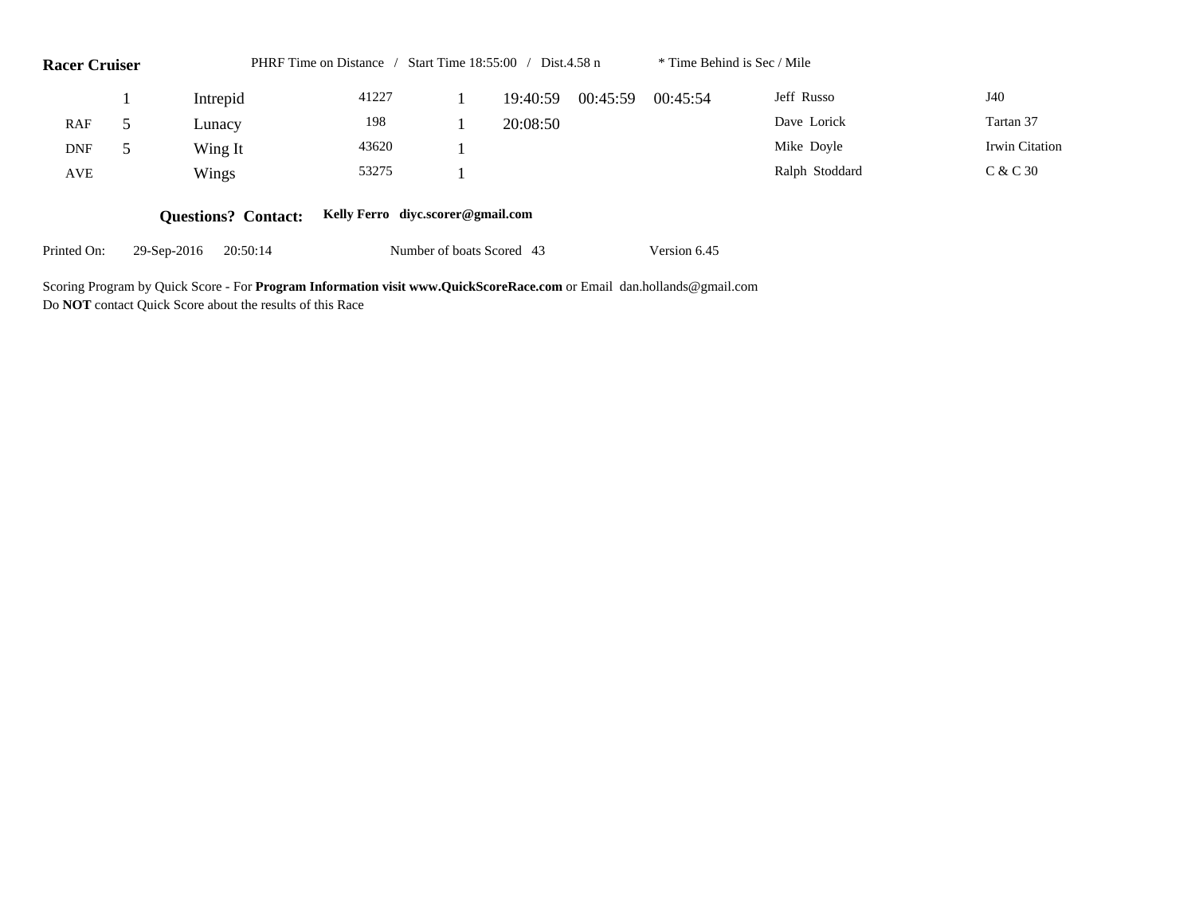**Racer Cruiser** PHRF Time on Distance / Start Time 18:55:00 / Dist.4.58 n * Time Behind is Sec / Mile

| | | | | | | | | | |
|---|---|---|---|---|---|---|---|---|---|
| | 1 | Intrepid | 41227 | 1 | 19:40:59 | 00:45:59 | 00:45:54 | Jeff Russo | J40 |
| RAF | 5 | Lunacy | 198 | 1 | 20:08:50 | | | Dave Lorick | Tartan 37 |
| DNF | 5 | Wing It | 43620 | 1 | | | | Mike Doyle | Irwin Citation |
| AVE | | Wings | 53275 | 1 | | | | Ralph Stoddard | C & C 30 |

**Questions? Contact:** **Kelly Ferro diyc.scorer@gmail.com**

Printed On: 29-Sep-2016 20:50:14 Number of boats Scored 43 Version 6.45

Scoring Program by Quick Score - For **Program Information visit www.QuickScoreRace.com** or Email dan.hollands@gmail.com
Do **NOT** contact Quick Score about the results of this Race